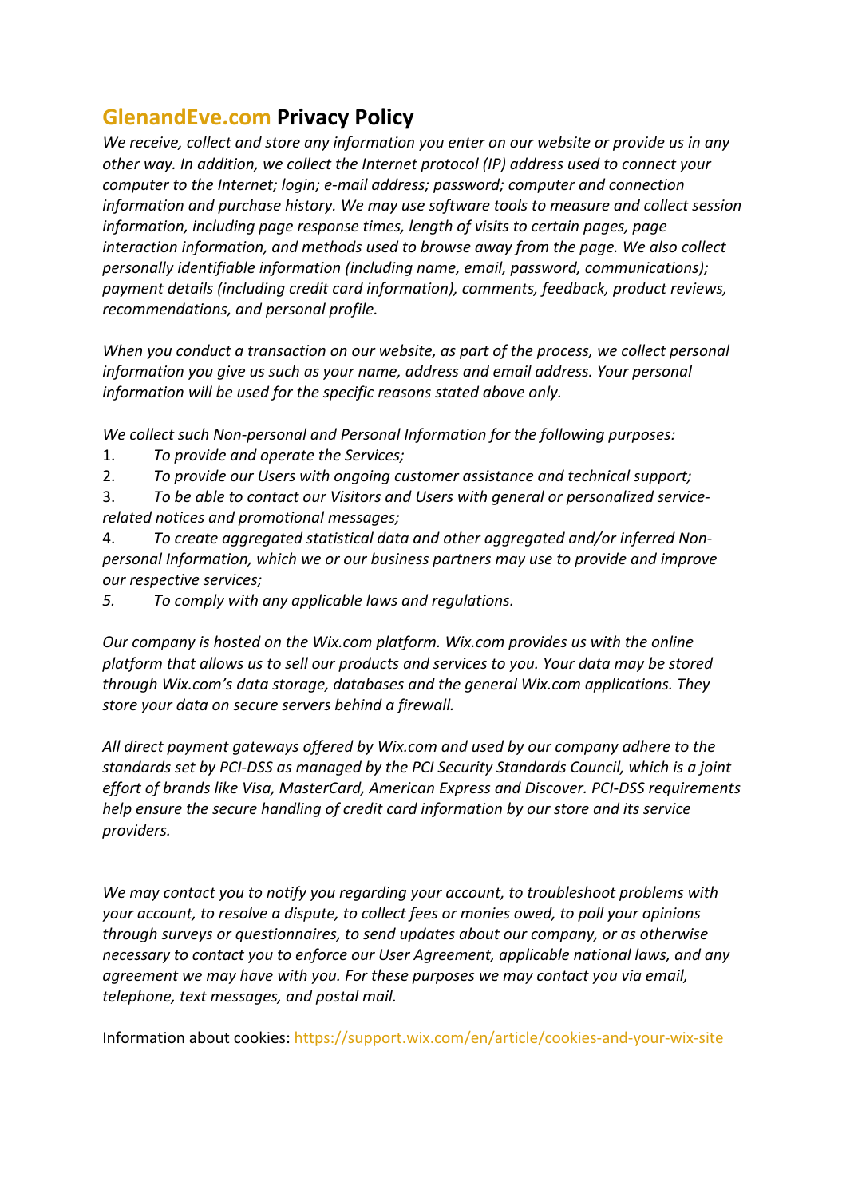# GlenandEve.com Privacy Policy

*We receive, collect and store any information you enter on our website or provide us in any other way. In addition, we collect the Internet protocol (IP) address used to connect your computer to the Internet; login; e-mail address; password; computer and connection information and purchase history. We may use software tools to measure and collect session information, including page response times, length of visits to certain pages, page interaction information, and methods used to browse away from the page. We also collect personally identifiable information (including name, email, password, communications); payment details (including credit card information), comments, feedback, product reviews, recommendations, and personal profile.*

*When you conduct a transaction on our website, as part of the process, we collect personal information you give us such as your name, address and email address. Your personal information will be used for the specific reasons stated above only.*

*We collect such Non-personal and Personal Information for the following purposes:*

1. *To provide and operate the Services;*
2. *To provide our Users with ongoing customer assistance and technical support;*
3. *To be able to contact our Visitors and Users with general or personalized service-related notices and promotional messages;*
4. *To create aggregated statistical data and other aggregated and/or inferred Non-personal Information, which we or our business partners may use to provide and improve our respective services;*
5. *To comply with any applicable laws and regulations.*

*Our company is hosted on the Wix.com platform. Wix.com provides us with the online platform that allows us to sell our products and services to you. Your data may be stored through Wix.com's data storage, databases and the general Wix.com applications. They store your data on secure servers behind a firewall.*

*All direct payment gateways offered by Wix.com and used by our company adhere to the standards set by PCI-DSS as managed by the PCI Security Standards Council, which is a joint effort of brands like Visa, MasterCard, American Express and Discover. PCI-DSS requirements help ensure the secure handling of credit card information by our store and its service providers.*

*We may contact you to notify you regarding your account, to troubleshoot problems with your account, to resolve a dispute, to collect fees or monies owed, to poll your opinions through surveys or questionnaires, to send updates about our company, or as otherwise necessary to contact you to enforce our User Agreement, applicable national laws, and any agreement we may have with you. For these purposes we may contact you via email, telephone, text messages, and postal mail.*

Information about cookies: https://support.wix.com/en/article/cookies-and-your-wix-site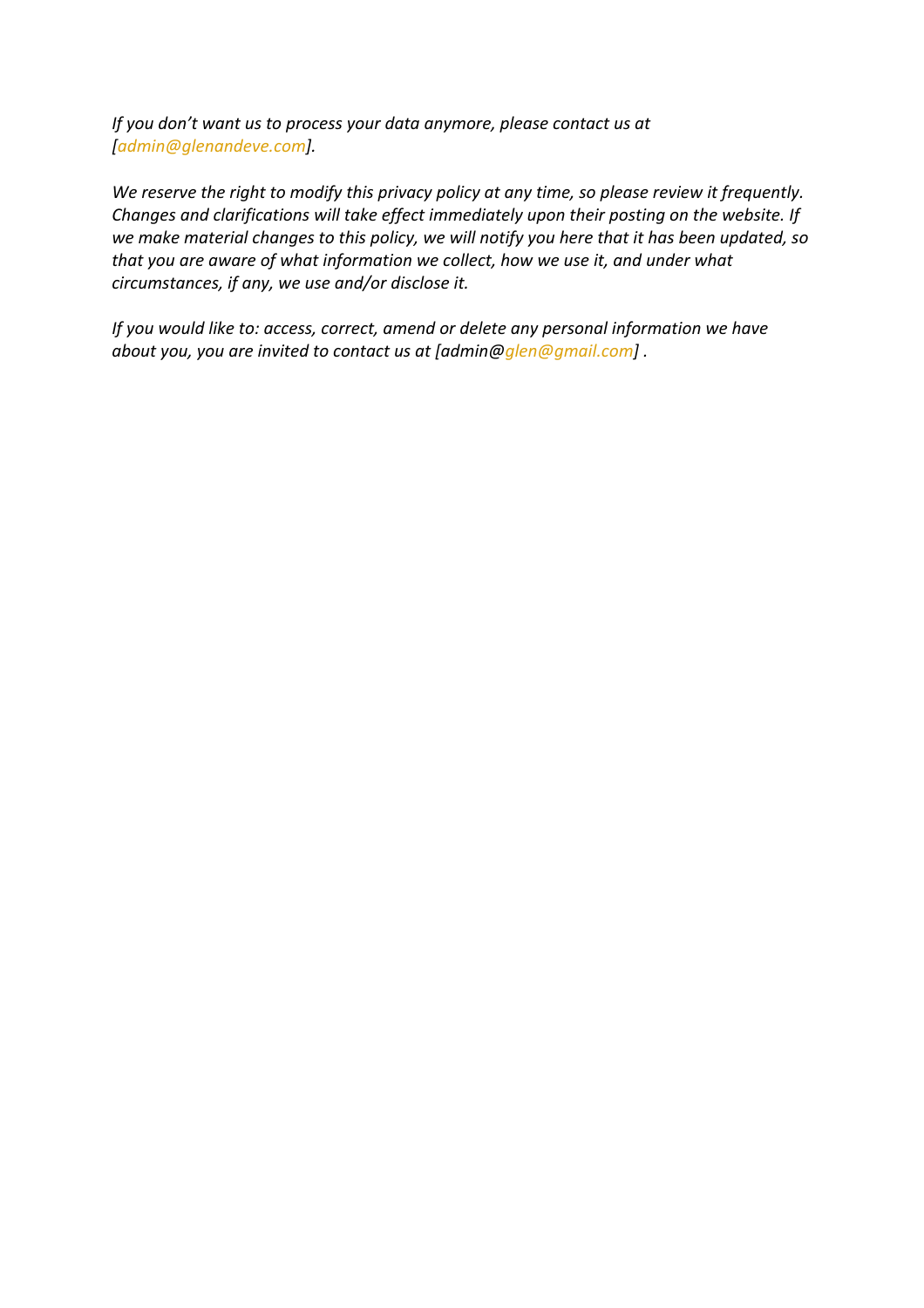*If you don't want us to process your data anymore, please contact us at [admin@glenandeve.com].*

*We reserve the right to modify this privacy policy at any time, so please review it frequently. Changes and clarifications will take effect immediately upon their posting on the website. If we make material changes to this policy, we will notify you here that it has been updated, so that you are aware of what information we collect, how we use it, and under what circumstances, if any, we use and/or disclose it.*

*If you would like to: access, correct, amend or delete any personal information we have about you, you are invited to contact us at [admin@glen@gmail.com] .*